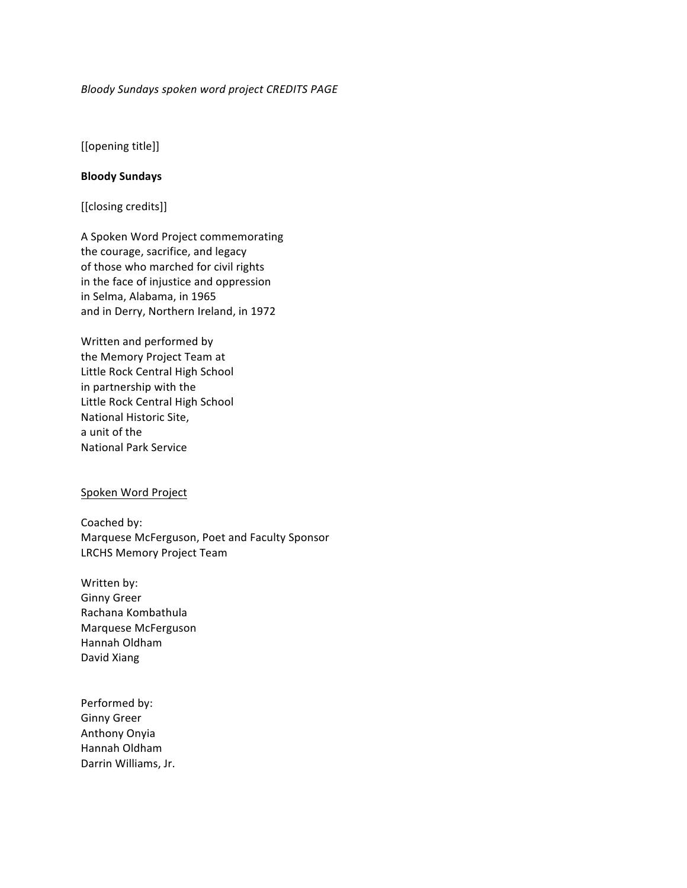*Bloody Sundays spoken word project CREDITS PAGE*

[[opening title]]

**Bloody Sundays**

[[closing credits]]

A Spoken Word Project commemorating
the courage, sacrifice, and legacy
of those who marched for civil rights
in the face of injustice and oppression
in Selma, Alabama, in 1965
and in Derry, Northern Ireland, in 1972

Written and performed by
the Memory Project Team at
Little Rock Central High School
in partnership with the
Little Rock Central High School
National Historic Site,
a unit of the
National Park Service

<u>Spoken Word Project</u>

Coached by:
Marquese McFerguson, Poet and Faculty Sponsor
LRCHS Memory Project Team

Written by:
Ginny Greer
Rachana Kombathula
Marquese McFerguson
Hannah Oldham
David Xiang

Performed by:
Ginny Greer
Anthony Onyia
Hannah Oldham
Darrin Williams, Jr.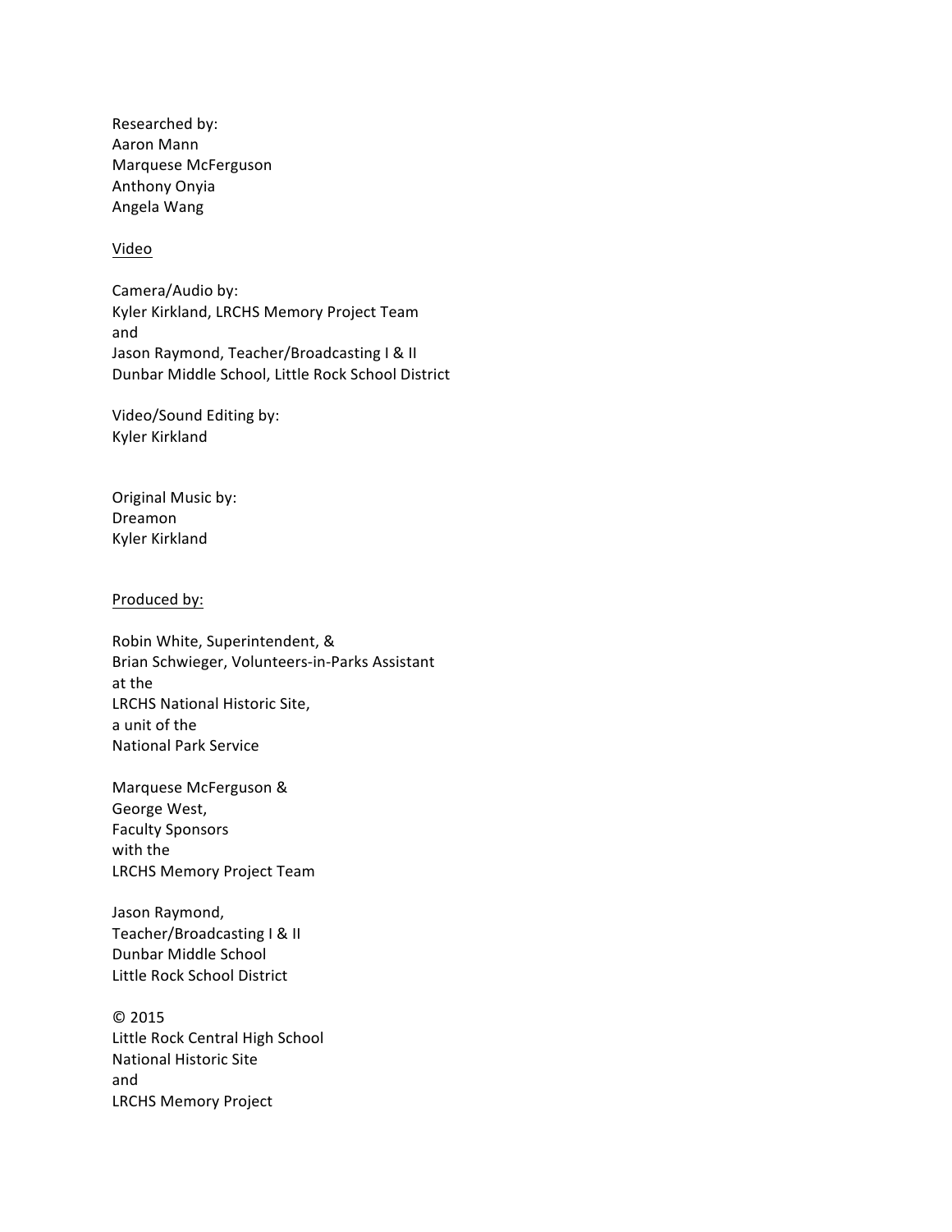Researched by:
Aaron Mann
Marquese McFerguson
Anthony Onyia
Angela Wang

<u>Video</u>

Camera/Audio by:
Kyler Kirkland, LRCHS Memory Project Team
and
Jason Raymond, Teacher/Broadcasting I & II
Dunbar Middle School, Little Rock School District

Video/Sound Editing by:
Kyler Kirkland

Original Music by:
Dreamon
Kyler Kirkland

<u>Produced by:</u>

Robin White, Superintendent, &
Brian Schwieger, Volunteers-in-Parks Assistant
at the
LRCHS National Historic Site,
a unit of the
National Park Service

Marquese McFerguson &
George West,
Faculty Sponsors
with the
LRCHS Memory Project Team

Jason Raymond,
Teacher/Broadcasting I & II
Dunbar Middle School
Little Rock School District

© 2015
Little Rock Central High School
National Historic Site
and
LRCHS Memory Project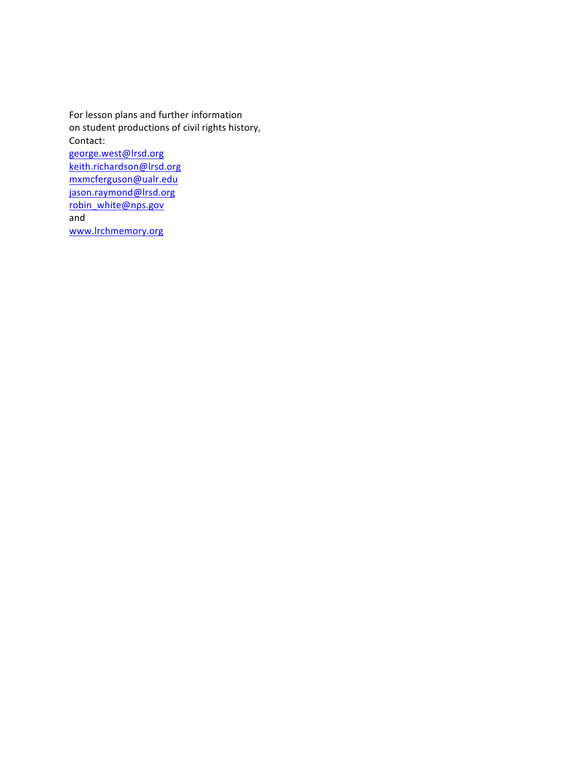For lesson plans and further information
on student productions of civil rights history,
Contact:
george.west@lrsd.org
keith.richardson@lrsd.org
mxmcferguson@ualr.edu
jason.raymond@lrsd.org
robin_white@nps.gov
and
www.lrchmemory.org